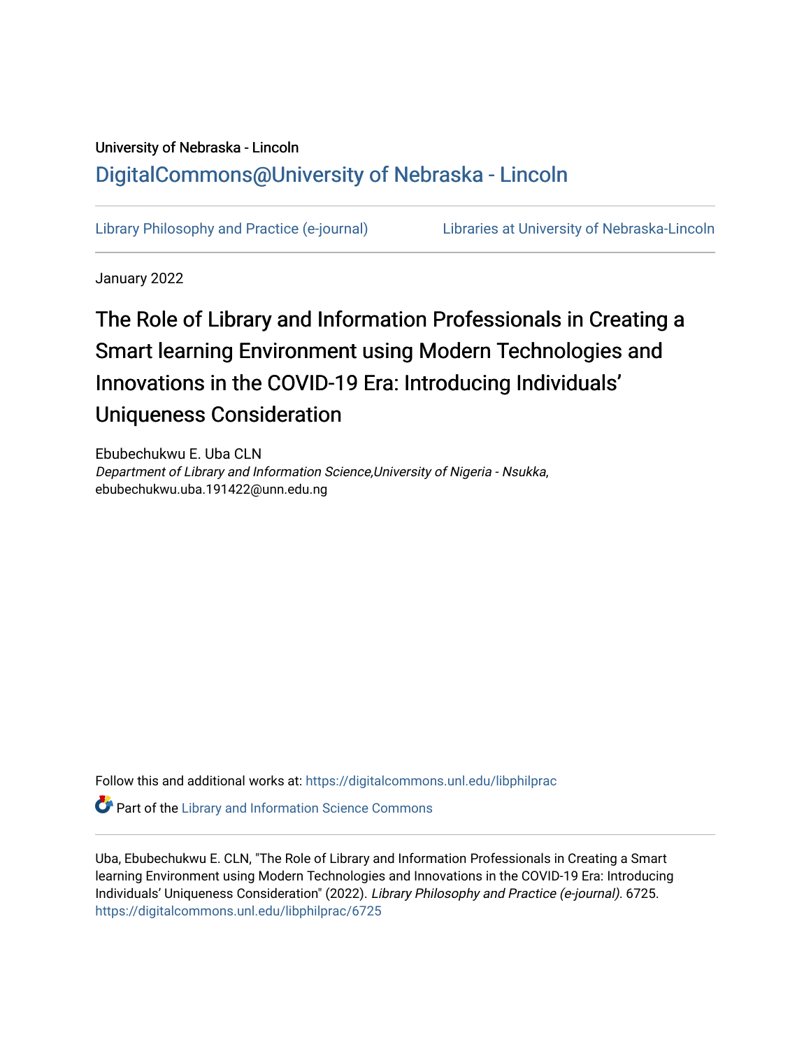University of Nebraska - Lincoln

## DigitalCommons@University of Nebraska - Lincoln

Library Philosophy and Practice (e-journal) Libraries at University of Nebraska-Lincoln

January 2022

# The Role of Library and Information Professionals in Creating a Smart learning Environment using Modern Technologies and Innovations in the COVID-19 Era: Introducing Individuals' Uniqueness Consideration

Ebubechukwu E. Uba CLN
*Department of Library and Information Science,University of Nigeria - Nsukka*, ebubechukwu.uba.191422@unn.edu.ng

Follow this and additional works at: https://digitalcommons.unl.edu/libphilprac

Part of the Library and Information Science Commons

Uba, Ebubechukwu E. CLN, "The Role of Library and Information Professionals in Creating a Smart learning Environment using Modern Technologies and Innovations in the COVID-19 Era: Introducing Individuals' Uniqueness Consideration" (2022). *Library Philosophy and Practice (e-journal)*. 6725. https://digitalcommons.unl.edu/libphilprac/6725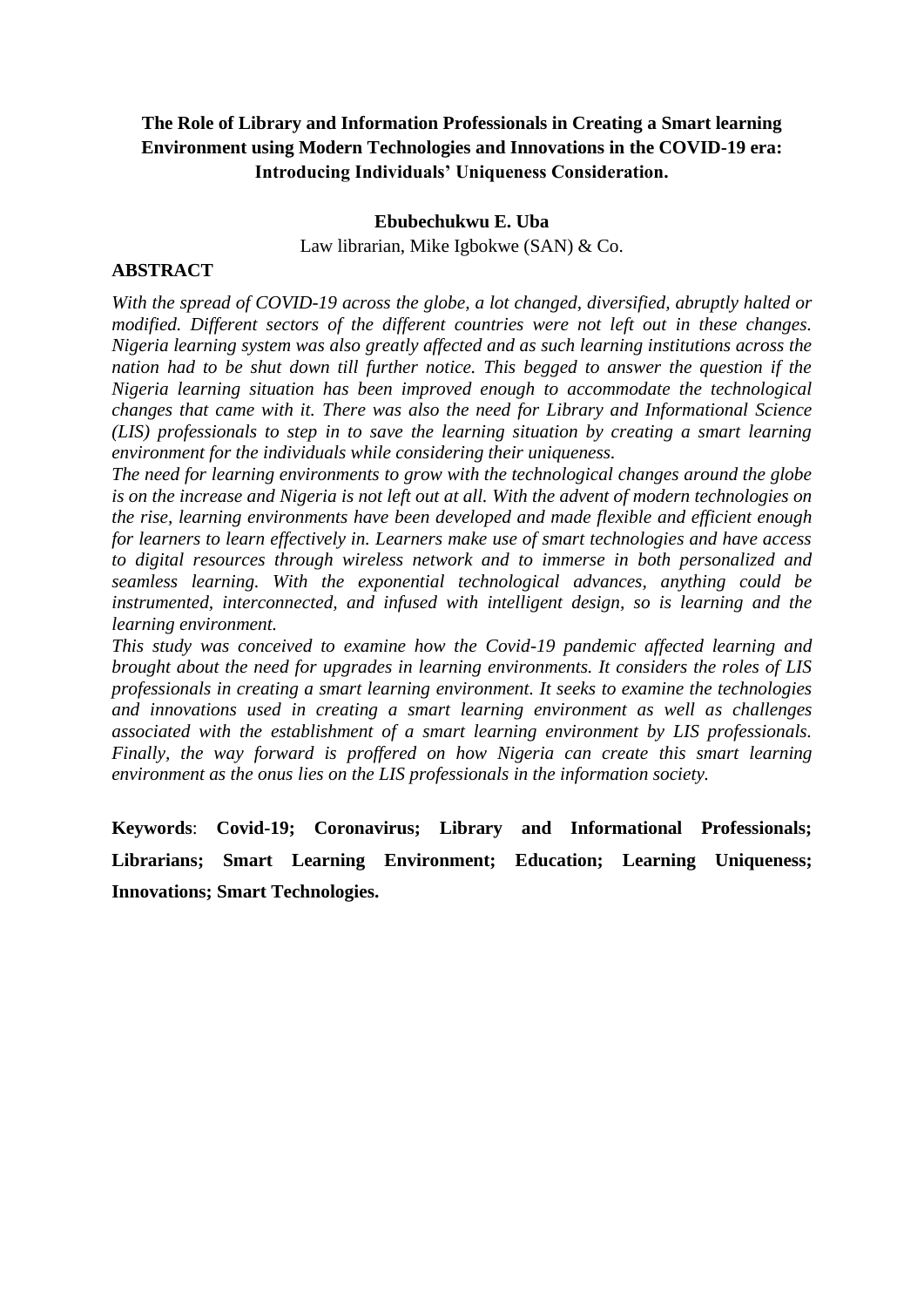# The Role of Library and Information Professionals in Creating a Smart learning Environment using Modern Technologies and Innovations in the COVID-19 era: Introducing Individuals' Uniqueness Consideration.

**Ebubechukwu E. Uba**

Law librarian, Mike Igbokwe (SAN) & Co.

## ABSTRACT

*With the spread of COVID-19 across the globe, a lot changed, diversified, abruptly halted or modified. Different sectors of the different countries were not left out in these changes. Nigeria learning system was also greatly affected and as such learning institutions across the nation had to be shut down till further notice. This begged to answer the question if the Nigeria learning situation has been improved enough to accommodate the technological changes that came with it. There was also the need for Library and Informational Science (LIS) professionals to step in to save the learning situation by creating a smart learning environment for the individuals while considering their uniqueness.*

*The need for learning environments to grow with the technological changes around the globe is on the increase and Nigeria is not left out at all. With the advent of modern technologies on the rise, learning environments have been developed and made flexible and efficient enough for learners to learn effectively in. Learners make use of smart technologies and have access to digital resources through wireless network and to immerse in both personalized and seamless learning. With the exponential technological advances, anything could be instrumented, interconnected, and infused with intelligent design, so is learning and the learning environment.*

*This study was conceived to examine how the Covid-19 pandemic affected learning and brought about the need for upgrades in learning environments. It considers the roles of LIS professionals in creating a smart learning environment. It seeks to examine the technologies and innovations used in creating a smart learning environment as well as challenges associated with the establishment of a smart learning environment by LIS professionals. Finally, the way forward is proffered on how Nigeria can create this smart learning environment as the onus lies on the LIS professionals in the information society.*

**Keywords**: **Covid-19; Coronavirus; Library and Informational Professionals; Librarians; Smart Learning Environment; Education; Learning Uniqueness; Innovations; Smart Technologies.**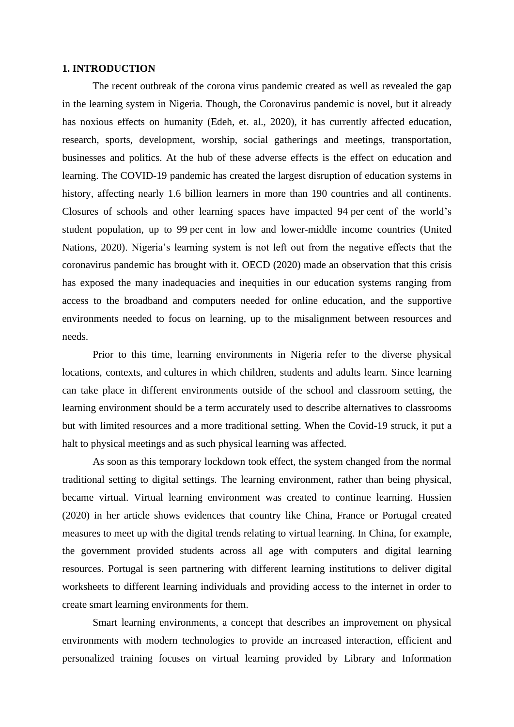## 1. INTRODUCTION

The recent outbreak of the corona virus pandemic created as well as revealed the gap in the learning system in Nigeria. Though, the Coronavirus pandemic is novel, but it already has noxious effects on humanity (Edeh, et. al., 2020), it has currently affected education, research, sports, development, worship, social gatherings and meetings, transportation, businesses and politics. At the hub of these adverse effects is the effect on education and learning. The COVID-19 pandemic has created the largest disruption of education systems in history, affecting nearly 1.6 billion learners in more than 190 countries and all continents. Closures of schools and other learning spaces have impacted 94 per cent of the world's student population, up to 99 per cent in low and lower-middle income countries (United Nations, 2020). Nigeria's learning system is not left out from the negative effects that the coronavirus pandemic has brought with it. OECD (2020) made an observation that this crisis has exposed the many inadequacies and inequities in our education systems ranging from access to the broadband and computers needed for online education, and the supportive environments needed to focus on learning, up to the misalignment between resources and needs.

Prior to this time, learning environments in Nigeria refer to the diverse physical locations, contexts, and cultures in which children, students and adults learn. Since learning can take place in different environments outside of the school and classroom setting, the learning environment should be a term accurately used to describe alternatives to classrooms but with limited resources and a more traditional setting. When the Covid-19 struck, it put a halt to physical meetings and as such physical learning was affected.

As soon as this temporary lockdown took effect, the system changed from the normal traditional setting to digital settings. The learning environment, rather than being physical, became virtual. Virtual learning environment was created to continue learning. Hussien (2020) in her article shows evidences that country like China, France or Portugal created measures to meet up with the digital trends relating to virtual learning. In China, for example, the government provided students across all age with computers and digital learning resources. Portugal is seen partnering with different learning institutions to deliver digital worksheets to different learning individuals and providing access to the internet in order to create smart learning environments for them.

Smart learning environments, a concept that describes an improvement on physical environments with modern technologies to provide an increased interaction, efficient and personalized training focuses on virtual learning provided by Library and Information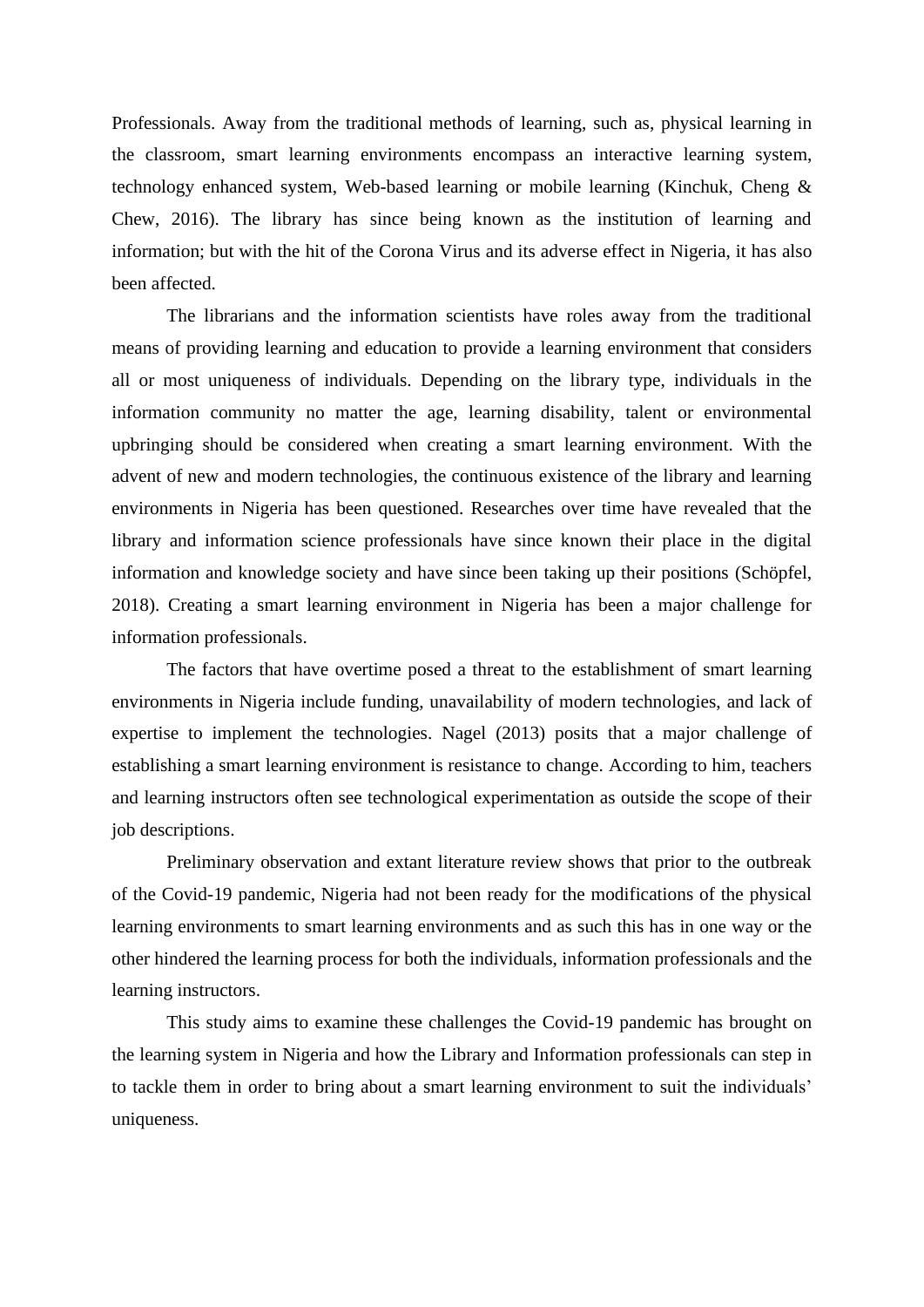Professionals. Away from the traditional methods of learning, such as, physical learning in the classroom, smart learning environments encompass an interactive learning system, technology enhanced system, Web-based learning or mobile learning (Kinchuk, Cheng & Chew, 2016). The library has since being known as the institution of learning and information; but with the hit of the Corona Virus and its adverse effect in Nigeria, it has also been affected.

The librarians and the information scientists have roles away from the traditional means of providing learning and education to provide a learning environment that considers all or most uniqueness of individuals. Depending on the library type, individuals in the information community no matter the age, learning disability, talent or environmental upbringing should be considered when creating a smart learning environment. With the advent of new and modern technologies, the continuous existence of the library and learning environments in Nigeria has been questioned. Researches over time have revealed that the library and information science professionals have since known their place in the digital information and knowledge society and have since been taking up their positions (Schöpfel, 2018). Creating a smart learning environment in Nigeria has been a major challenge for information professionals.

The factors that have overtime posed a threat to the establishment of smart learning environments in Nigeria include funding, unavailability of modern technologies, and lack of expertise to implement the technologies. Nagel (2013) posits that a major challenge of establishing a smart learning environment is resistance to change. According to him, teachers and learning instructors often see technological experimentation as outside the scope of their job descriptions.

Preliminary observation and extant literature review shows that prior to the outbreak of the Covid-19 pandemic, Nigeria had not been ready for the modifications of the physical learning environments to smart learning environments and as such this has in one way or the other hindered the learning process for both the individuals, information professionals and the learning instructors.

This study aims to examine these challenges the Covid-19 pandemic has brought on the learning system in Nigeria and how the Library and Information professionals can step in to tackle them in order to bring about a smart learning environment to suit the individuals' uniqueness.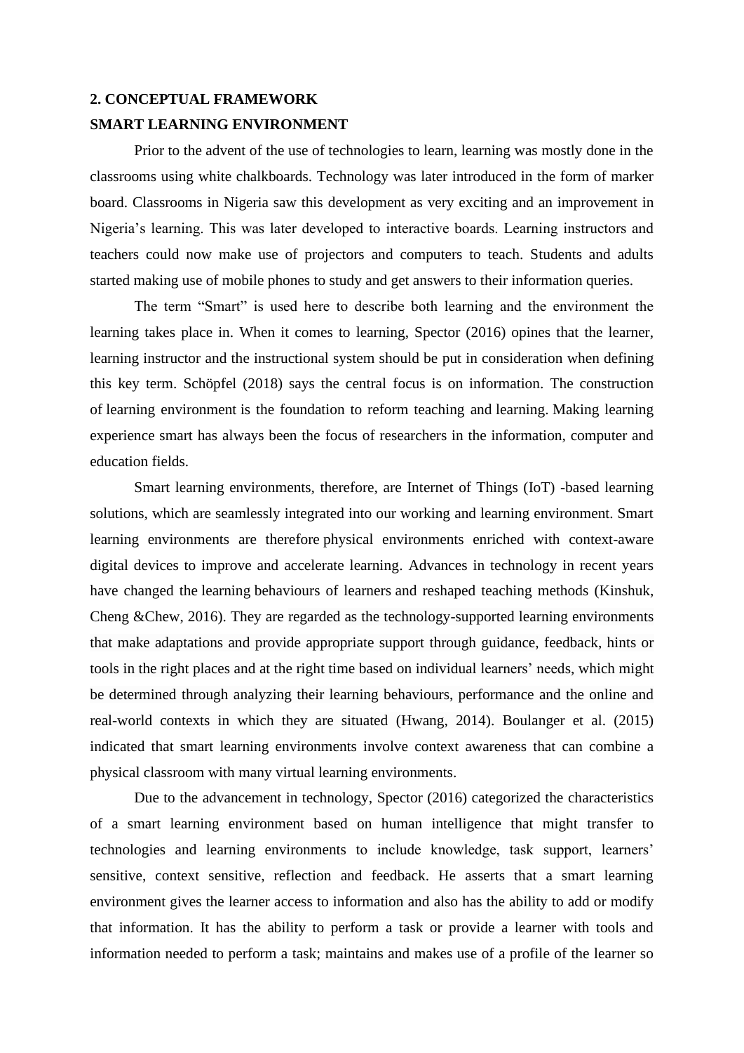## 2. CONCEPTUAL FRAMEWORK

### SMART LEARNING ENVIRONMENT

Prior to the advent of the use of technologies to learn, learning was mostly done in the classrooms using white chalkboards. Technology was later introduced in the form of marker board. Classrooms in Nigeria saw this development as very exciting and an improvement in Nigeria's learning. This was later developed to interactive boards. Learning instructors and teachers could now make use of projectors and computers to teach. Students and adults started making use of mobile phones to study and get answers to their information queries.

The term "Smart" is used here to describe both learning and the environment the learning takes place in. When it comes to learning, Spector (2016) opines that the learner, learning instructor and the instructional system should be put in consideration when defining this key term. Schöpfel (2018) says the central focus is on information. The construction of learning environment is the foundation to reform teaching and learning. Making learning experience smart has always been the focus of researchers in the information, computer and education fields.

Smart learning environments, therefore, are Internet of Things (IoT) -based learning solutions, which are seamlessly integrated into our working and learning environment. Smart learning environments are therefore physical environments enriched with context-aware digital devices to improve and accelerate learning. Advances in technology in recent years have changed the learning behaviours of learners and reshaped teaching methods (Kinshuk, Cheng &Chew, 2016). They are regarded as the technology-supported learning environments that make adaptations and provide appropriate support through guidance, feedback, hints or tools in the right places and at the right time based on individual learners' needs, which might be determined through analyzing their learning behaviours, performance and the online and real-world contexts in which they are situated (Hwang, 2014). Boulanger et al. (2015) indicated that smart learning environments involve context awareness that can combine a physical classroom with many virtual learning environments.

Due to the advancement in technology, Spector (2016) categorized the characteristics of a smart learning environment based on human intelligence that might transfer to technologies and learning environments to include knowledge, task support, learners' sensitive, context sensitive, reflection and feedback. He asserts that a smart learning environment gives the learner access to information and also has the ability to add or modify that information. It has the ability to perform a task or provide a learner with tools and information needed to perform a task; maintains and makes use of a profile of the learner so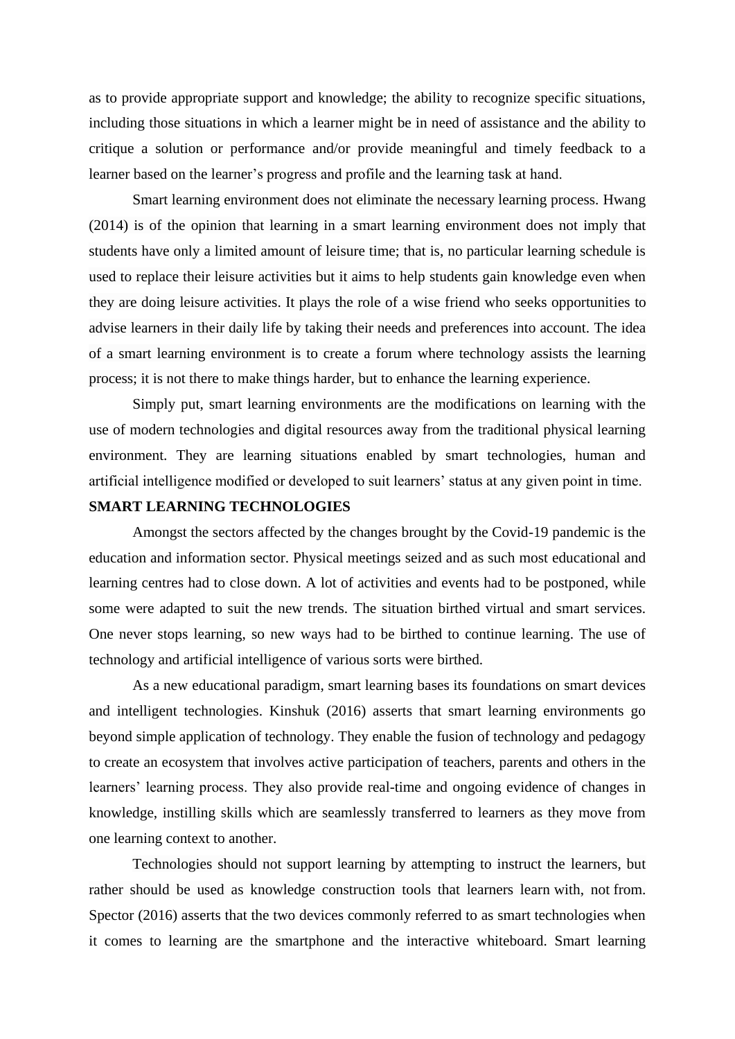as to provide appropriate support and knowledge; the ability to recognize specific situations, including those situations in which a learner might be in need of assistance and the ability to critique a solution or performance and/or provide meaningful and timely feedback to a learner based on the learner's progress and profile and the learning task at hand.

Smart learning environment does not eliminate the necessary learning process. Hwang (2014) is of the opinion that learning in a smart learning environment does not imply that students have only a limited amount of leisure time; that is, no particular learning schedule is used to replace their leisure activities but it aims to help students gain knowledge even when they are doing leisure activities. It plays the role of a wise friend who seeks opportunities to advise learners in their daily life by taking their needs and preferences into account. The idea of a smart learning environment is to create a forum where technology assists the learning process; it is not there to make things harder, but to enhance the learning experience.

Simply put, smart learning environments are the modifications on learning with the use of modern technologies and digital resources away from the traditional physical learning environment. They are learning situations enabled by smart technologies, human and artificial intelligence modified or developed to suit learners' status at any given point in time.

**SMART LEARNING TECHNOLOGIES**

Amongst the sectors affected by the changes brought by the Covid-19 pandemic is the education and information sector. Physical meetings seized and as such most educational and learning centres had to close down. A lot of activities and events had to be postponed, while some were adapted to suit the new trends. The situation birthed virtual and smart services. One never stops learning, so new ways had to be birthed to continue learning. The use of technology and artificial intelligence of various sorts were birthed.

As a new educational paradigm, smart learning bases its foundations on smart devices and intelligent technologies. Kinshuk (2016) asserts that smart learning environments go beyond simple application of technology. They enable the fusion of technology and pedagogy to create an ecosystem that involves active participation of teachers, parents and others in the learners' learning process. They also provide real-time and ongoing evidence of changes in knowledge, instilling skills which are seamlessly transferred to learners as they move from one learning context to another.

Technologies should not support learning by attempting to instruct the learners, but rather should be used as knowledge construction tools that learners learn with, not from. Spector (2016) asserts that the two devices commonly referred to as smart technologies when it comes to learning are the smartphone and the interactive whiteboard. Smart learning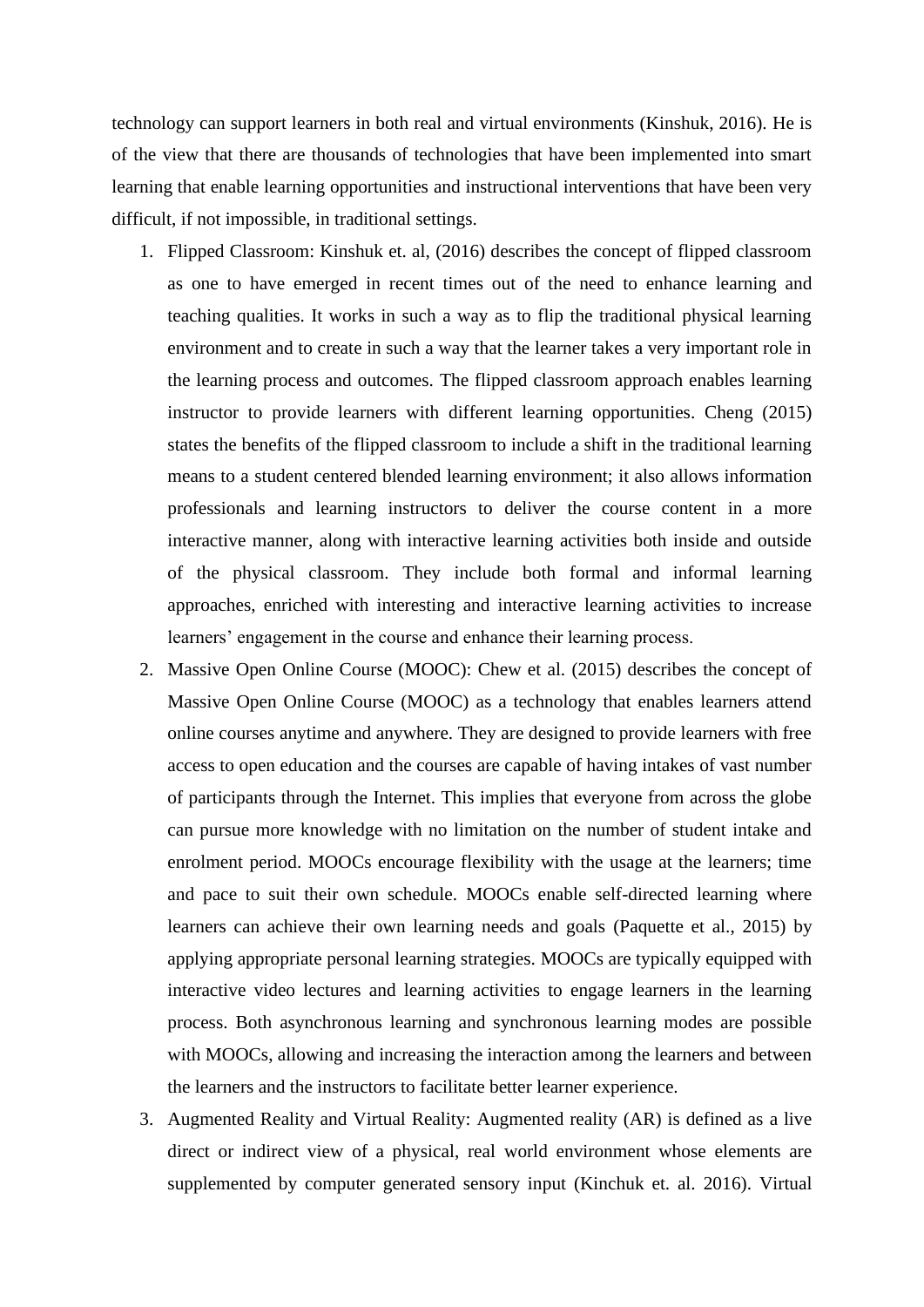technology can support learners in both real and virtual environments (Kinshuk, 2016). He is of the view that there are thousands of technologies that have been implemented into smart learning that enable learning opportunities and instructional interventions that have been very difficult, if not impossible, in traditional settings.

1. Flipped Classroom: Kinshuk et. al, (2016) describes the concept of flipped classroom as one to have emerged in recent times out of the need to enhance learning and teaching qualities. It works in such a way as to flip the traditional physical learning environment and to create in such a way that the learner takes a very important role in the learning process and outcomes. The flipped classroom approach enables learning instructor to provide learners with different learning opportunities. Cheng (2015) states the benefits of the flipped classroom to include a shift in the traditional learning means to a student centered blended learning environment; it also allows information professionals and learning instructors to deliver the course content in a more interactive manner, along with interactive learning activities both inside and outside of the physical classroom. They include both formal and informal learning approaches, enriched with interesting and interactive learning activities to increase learners' engagement in the course and enhance their learning process.
2. Massive Open Online Course (MOOC): Chew et al. (2015) describes the concept of Massive Open Online Course (MOOC) as a technology that enables learners attend online courses anytime and anywhere. They are designed to provide learners with free access to open education and the courses are capable of having intakes of vast number of participants through the Internet. This implies that everyone from across the globe can pursue more knowledge with no limitation on the number of student intake and enrolment period. MOOCs encourage flexibility with the usage at the learners; time and pace to suit their own schedule. MOOCs enable self-directed learning where learners can achieve their own learning needs and goals (Paquette et al., 2015) by applying appropriate personal learning strategies. MOOCs are typically equipped with interactive video lectures and learning activities to engage learners in the learning process. Both asynchronous learning and synchronous learning modes are possible with MOOCs, allowing and increasing the interaction among the learners and between the learners and the instructors to facilitate better learner experience.
3. Augmented Reality and Virtual Reality: Augmented reality (AR) is defined as a live direct or indirect view of a physical, real world environment whose elements are supplemented by computer generated sensory input (Kinchuk et. al. 2016). Virtual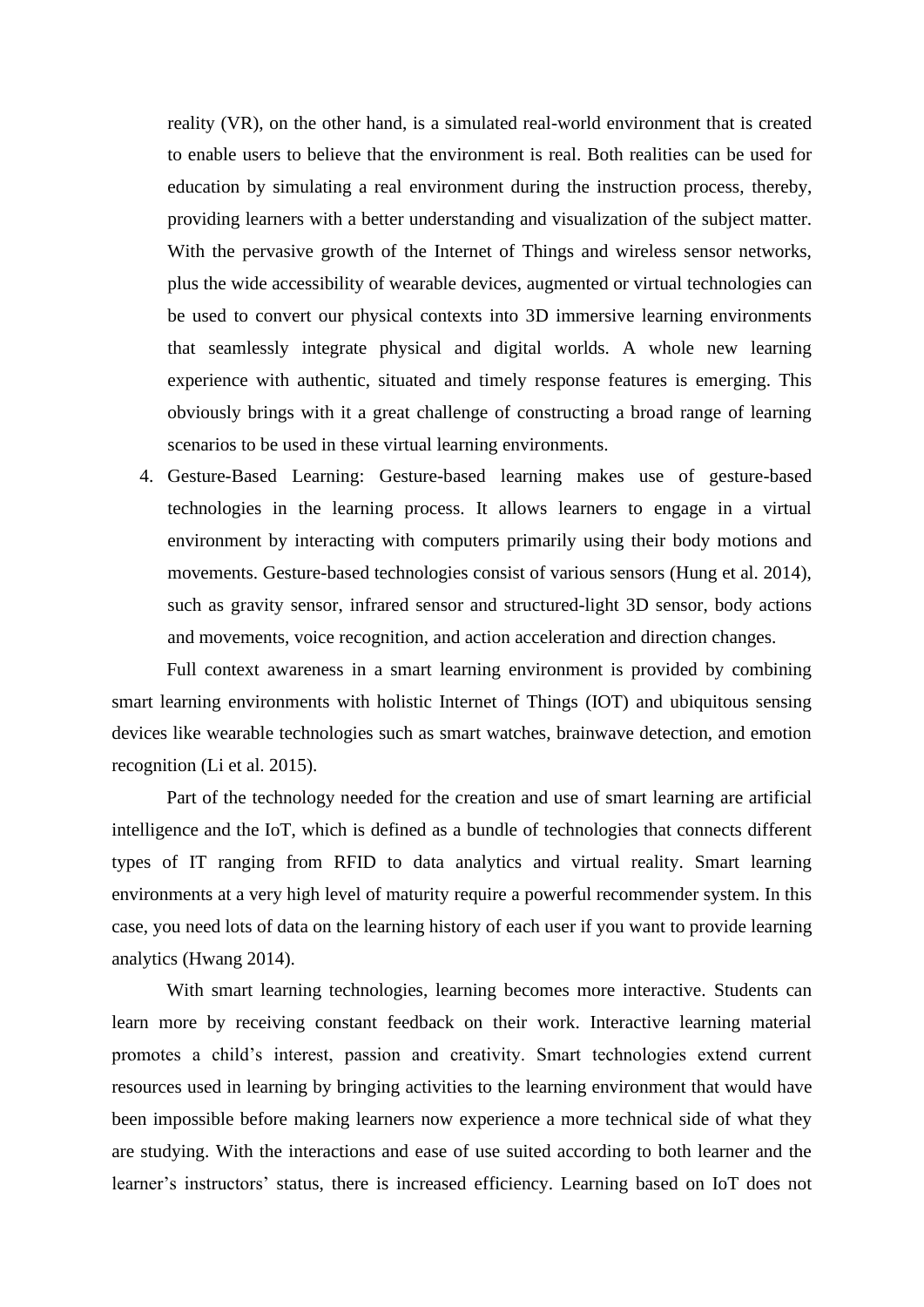reality (VR), on the other hand, is a simulated real-world environment that is created to enable users to believe that the environment is real. Both realities can be used for education by simulating a real environment during the instruction process, thereby, providing learners with a better understanding and visualization of the subject matter. With the pervasive growth of the Internet of Things and wireless sensor networks, plus the wide accessibility of wearable devices, augmented or virtual technologies can be used to convert our physical contexts into 3D immersive learning environments that seamlessly integrate physical and digital worlds. A whole new learning experience with authentic, situated and timely response features is emerging. This obviously brings with it a great challenge of constructing a broad range of learning scenarios to be used in these virtual learning environments.

4. Gesture-Based Learning: Gesture-based learning makes use of gesture-based technologies in the learning process. It allows learners to engage in a virtual environment by interacting with computers primarily using their body motions and movements. Gesture-based technologies consist of various sensors (Hung et al. 2014), such as gravity sensor, infrared sensor and structured-light 3D sensor, body actions and movements, voice recognition, and action acceleration and direction changes.

Full context awareness in a smart learning environment is provided by combining smart learning environments with holistic Internet of Things (IOT) and ubiquitous sensing devices like wearable technologies such as smart watches, brainwave detection, and emotion recognition (Li et al. 2015).

Part of the technology needed for the creation and use of smart learning are artificial intelligence and the IoT, which is defined as a bundle of technologies that connects different types of IT ranging from RFID to data analytics and virtual reality. Smart learning environments at a very high level of maturity require a powerful recommender system. In this case, you need lots of data on the learning history of each user if you want to provide learning analytics (Hwang 2014).

With smart learning technologies, learning becomes more interactive. Students can learn more by receiving constant feedback on their work. Interactive learning material promotes a child's interest, passion and creativity. Smart technologies extend current resources used in learning by bringing activities to the learning environment that would have been impossible before making learners now experience a more technical side of what they are studying. With the interactions and ease of use suited according to both learner and the learner's instructors' status, there is increased efficiency. Learning based on IoT does not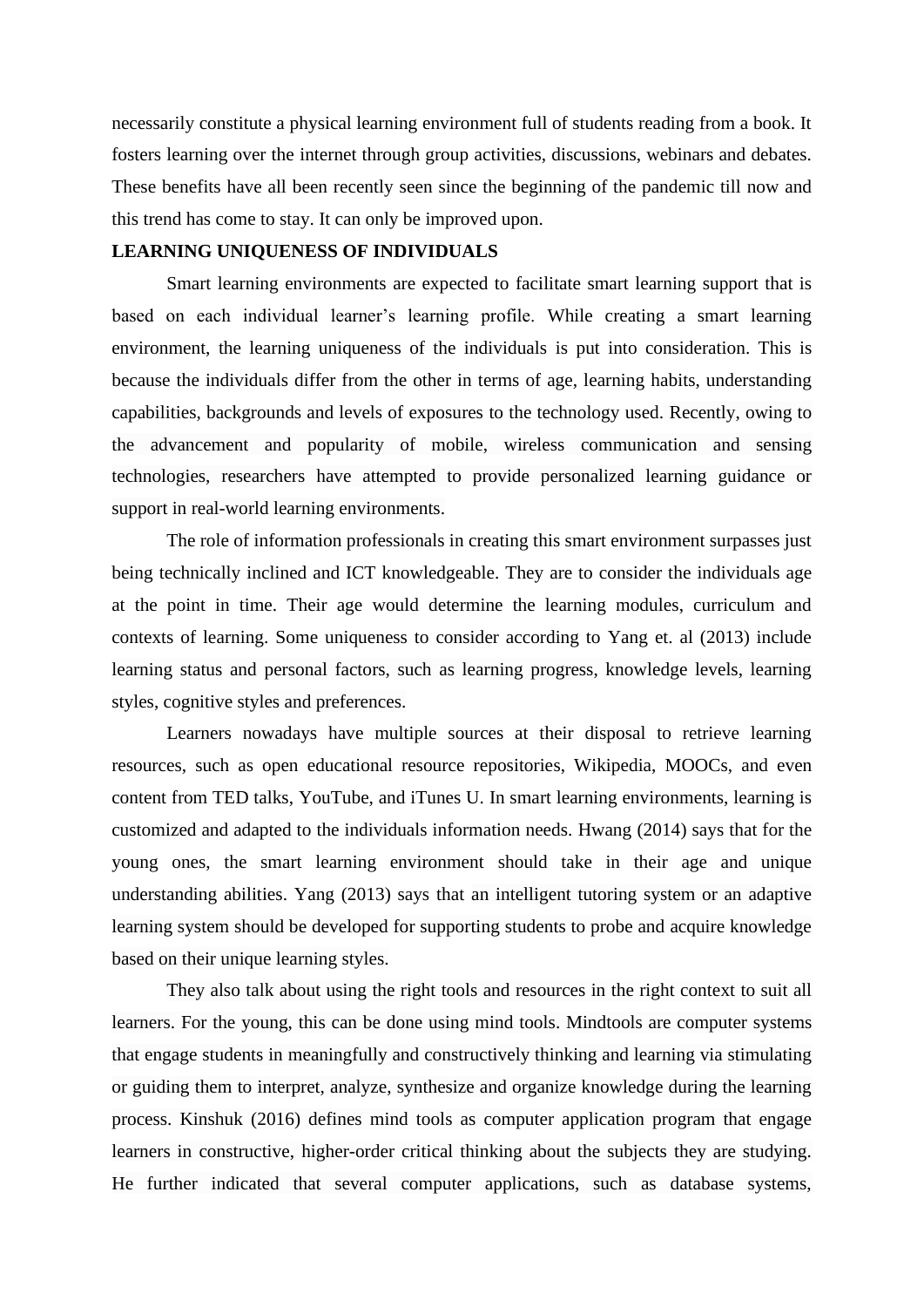necessarily constitute a physical learning environment full of students reading from a book. It fosters learning over the internet through group activities, discussions, webinars and debates. These benefits have all been recently seen since the beginning of the pandemic till now and this trend has come to stay. It can only be improved upon.

**LEARNING UNIQUENESS OF INDIVIDUALS**

Smart learning environments are expected to facilitate smart learning support that is based on each individual learner's learning profile. While creating a smart learning environment, the learning uniqueness of the individuals is put into consideration. This is because the individuals differ from the other in terms of age, learning habits, understanding capabilities, backgrounds and levels of exposures to the technology used. Recently, owing to the advancement and popularity of mobile, wireless communication and sensing technologies, researchers have attempted to provide personalized learning guidance or support in real-world learning environments.

The role of information professionals in creating this smart environment surpasses just being technically inclined and ICT knowledgeable. They are to consider the individuals age at the point in time. Their age would determine the learning modules, curriculum and contexts of learning. Some uniqueness to consider according to Yang et. al (2013) include learning status and personal factors, such as learning progress, knowledge levels, learning styles, cognitive styles and preferences.

Learners nowadays have multiple sources at their disposal to retrieve learning resources, such as open educational resource repositories, Wikipedia, MOOCs, and even content from TED talks, YouTube, and iTunes U. In smart learning environments, learning is customized and adapted to the individuals information needs. Hwang (2014) says that for the young ones, the smart learning environment should take in their age and unique understanding abilities. Yang (2013) says that an intelligent tutoring system or an adaptive learning system should be developed for supporting students to probe and acquire knowledge based on their unique learning styles.

They also talk about using the right tools and resources in the right context to suit all learners. For the young, this can be done using mind tools. Mindtools are computer systems that engage students in meaningfully and constructively thinking and learning via stimulating or guiding them to interpret, analyze, synthesize and organize knowledge during the learning process. Kinshuk (2016) defines mind tools as computer application program that engage learners in constructive, higher-order critical thinking about the subjects they are studying. He further indicated that several computer applications, such as database systems,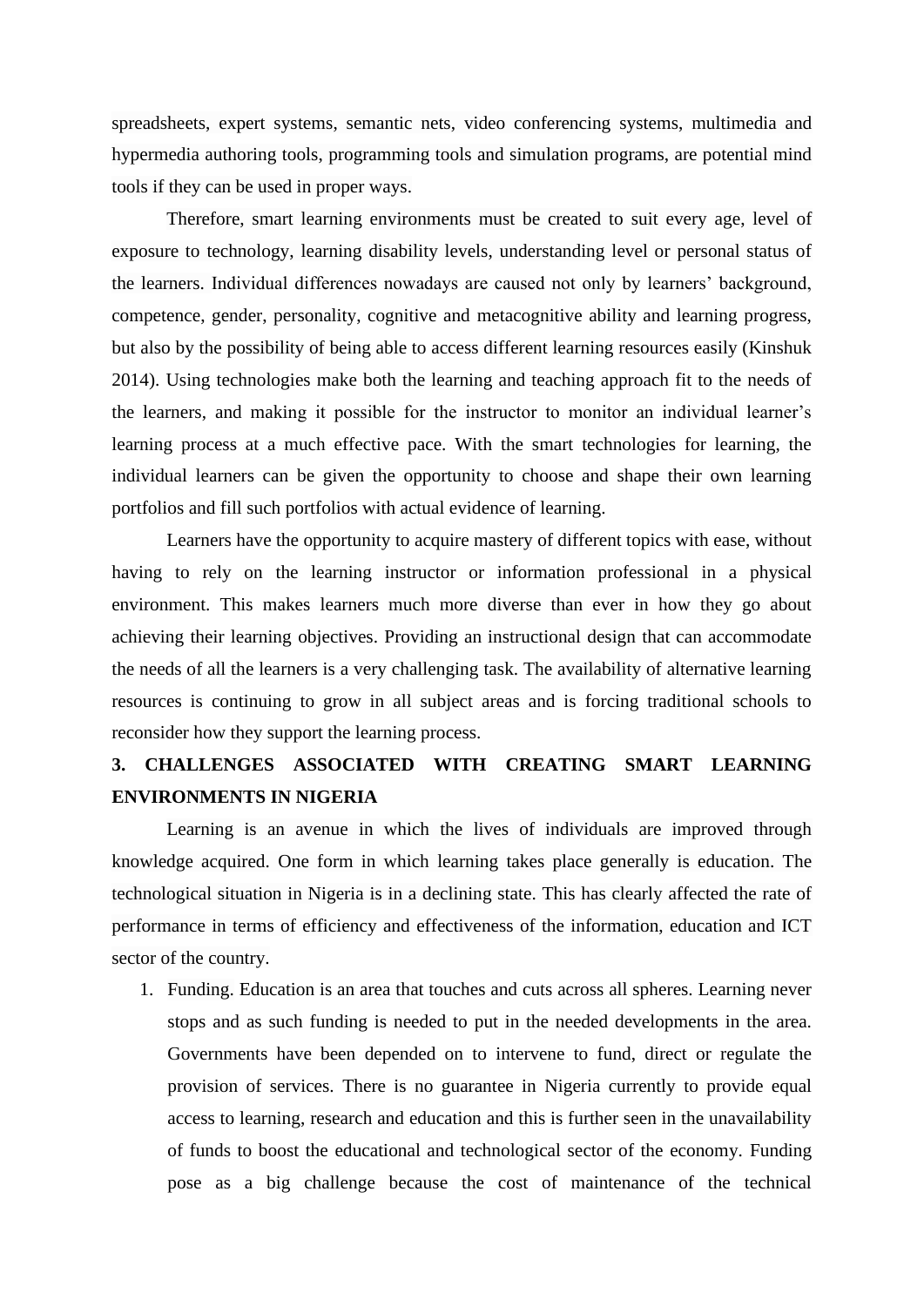spreadsheets, expert systems, semantic nets, video conferencing systems, multimedia and hypermedia authoring tools, programming tools and simulation programs, are potential mind tools if they can be used in proper ways.

Therefore, smart learning environments must be created to suit every age, level of exposure to technology, learning disability levels, understanding level or personal status of the learners. Individual differences nowadays are caused not only by learners' background, competence, gender, personality, cognitive and metacognitive ability and learning progress, but also by the possibility of being able to access different learning resources easily (Kinshuk 2014). Using technologies make both the learning and teaching approach fit to the needs of the learners, and making it possible for the instructor to monitor an individual learner's learning process at a much effective pace. With the smart technologies for learning, the individual learners can be given the opportunity to choose and shape their own learning portfolios and fill such portfolios with actual evidence of learning.

Learners have the opportunity to acquire mastery of different topics with ease, without having to rely on the learning instructor or information professional in a physical environment. This makes learners much more diverse than ever in how they go about achieving their learning objectives. Providing an instructional design that can accommodate the needs of all the learners is a very challenging task. The availability of alternative learning resources is continuing to grow in all subject areas and is forcing traditional schools to reconsider how they support the learning process.

## 3. CHALLENGES ASSOCIATED WITH CREATING SMART LEARNING ENVIRONMENTS IN NIGERIA

Learning is an avenue in which the lives of individuals are improved through knowledge acquired. One form in which learning takes place generally is education. The technological situation in Nigeria is in a declining state. This has clearly affected the rate of performance in terms of efficiency and effectiveness of the information, education and ICT sector of the country.

1. Funding. Education is an area that touches and cuts across all spheres. Learning never stops and as such funding is needed to put in the needed developments in the area. Governments have been depended on to intervene to fund, direct or regulate the provision of services. There is no guarantee in Nigeria currently to provide equal access to learning, research and education and this is further seen in the unavailability of funds to boost the educational and technological sector of the economy. Funding pose as a big challenge because the cost of maintenance of the technical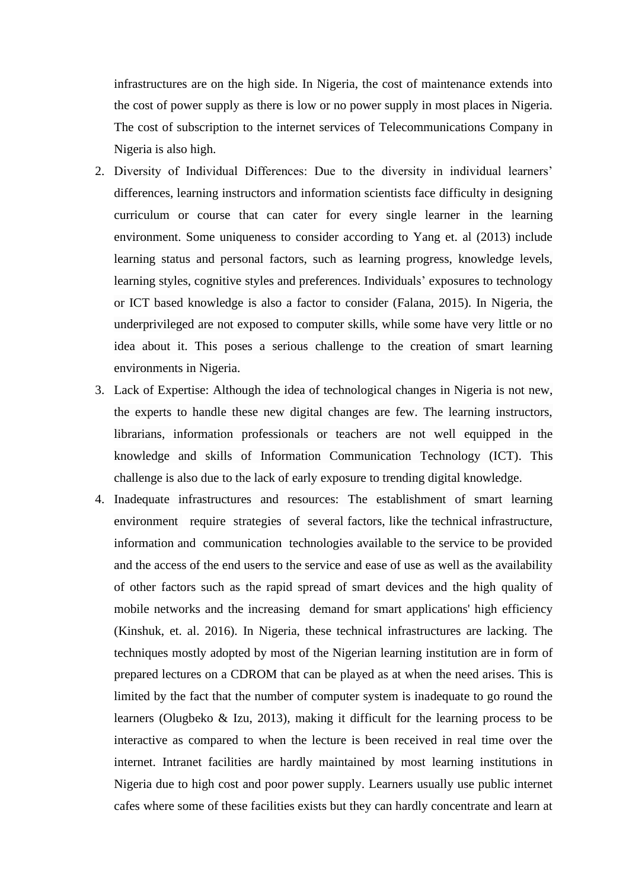infrastructures are on the high side. In Nigeria, the cost of maintenance extends into the cost of power supply as there is low or no power supply in most places in Nigeria. The cost of subscription to the internet services of Telecommunications Company in Nigeria is also high.

2. Diversity of Individual Differences: Due to the diversity in individual learners' differences, learning instructors and information scientists face difficulty in designing curriculum or course that can cater for every single learner in the learning environment. Some uniqueness to consider according to Yang et. al (2013) include learning status and personal factors, such as learning progress, knowledge levels, learning styles, cognitive styles and preferences. Individuals' exposures to technology or ICT based knowledge is also a factor to consider (Falana, 2015). In Nigeria, the underprivileged are not exposed to computer skills, while some have very little or no idea about it. This poses a serious challenge to the creation of smart learning environments in Nigeria.
3. Lack of Expertise: Although the idea of technological changes in Nigeria is not new, the experts to handle these new digital changes are few. The learning instructors, librarians, information professionals or teachers are not well equipped in the knowledge and skills of Information Communication Technology (ICT). This challenge is also due to the lack of early exposure to trending digital knowledge.
4. Inadequate infrastructures and resources: The establishment of smart learning environment require strategies of several factors, like the technical infrastructure, information and communication technologies available to the service to be provided and the access of the end users to the service and ease of use as well as the availability of other factors such as the rapid spread of smart devices and the high quality of mobile networks and the increasing demand for smart applications' high efficiency (Kinshuk, et. al. 2016). In Nigeria, these technical infrastructures are lacking. The techniques mostly adopted by most of the Nigerian learning institution are in form of prepared lectures on a CDROM that can be played as at when the need arises. This is limited by the fact that the number of computer system is inadequate to go round the learners (Olugbeko & Izu, 2013), making it difficult for the learning process to be interactive as compared to when the lecture is been received in real time over the internet. Intranet facilities are hardly maintained by most learning institutions in Nigeria due to high cost and poor power supply. Learners usually use public internet cafes where some of these facilities exists but they can hardly concentrate and learn at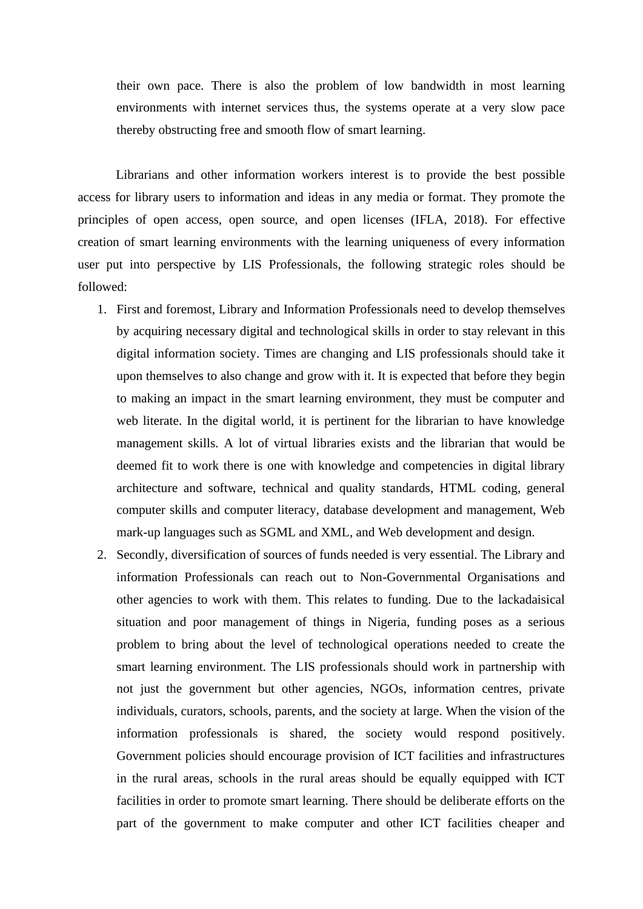their own pace. There is also the problem of low bandwidth in most learning environments with internet services thus, the systems operate at a very slow pace thereby obstructing free and smooth flow of smart learning.

Librarians and other information workers interest is to provide the best possible access for library users to information and ideas in any media or format. They promote the principles of open access, open source, and open licenses (IFLA, 2018). For effective creation of smart learning environments with the learning uniqueness of every information user put into perspective by LIS Professionals, the following strategic roles should be followed:

1. First and foremost, Library and Information Professionals need to develop themselves by acquiring necessary digital and technological skills in order to stay relevant in this digital information society. Times are changing and LIS professionals should take it upon themselves to also change and grow with it. It is expected that before they begin to making an impact in the smart learning environment, they must be computer and web literate. In the digital world, it is pertinent for the librarian to have knowledge management skills. A lot of virtual libraries exists and the librarian that would be deemed fit to work there is one with knowledge and competencies in digital library architecture and software, technical and quality standards, HTML coding, general computer skills and computer literacy, database development and management, Web mark-up languages such as SGML and XML, and Web development and design.
2. Secondly, diversification of sources of funds needed is very essential. The Library and information Professionals can reach out to Non-Governmental Organisations and other agencies to work with them. This relates to funding. Due to the lackadaisical situation and poor management of things in Nigeria, funding poses as a serious problem to bring about the level of technological operations needed to create the smart learning environment. The LIS professionals should work in partnership with not just the government but other agencies, NGOs, information centres, private individuals, curators, schools, parents, and the society at large. When the vision of the information professionals is shared, the society would respond positively. Government policies should encourage provision of ICT facilities and infrastructures in the rural areas, schools in the rural areas should be equally equipped with ICT facilities in order to promote smart learning. There should be deliberate efforts on the part of the government to make computer and other ICT facilities cheaper and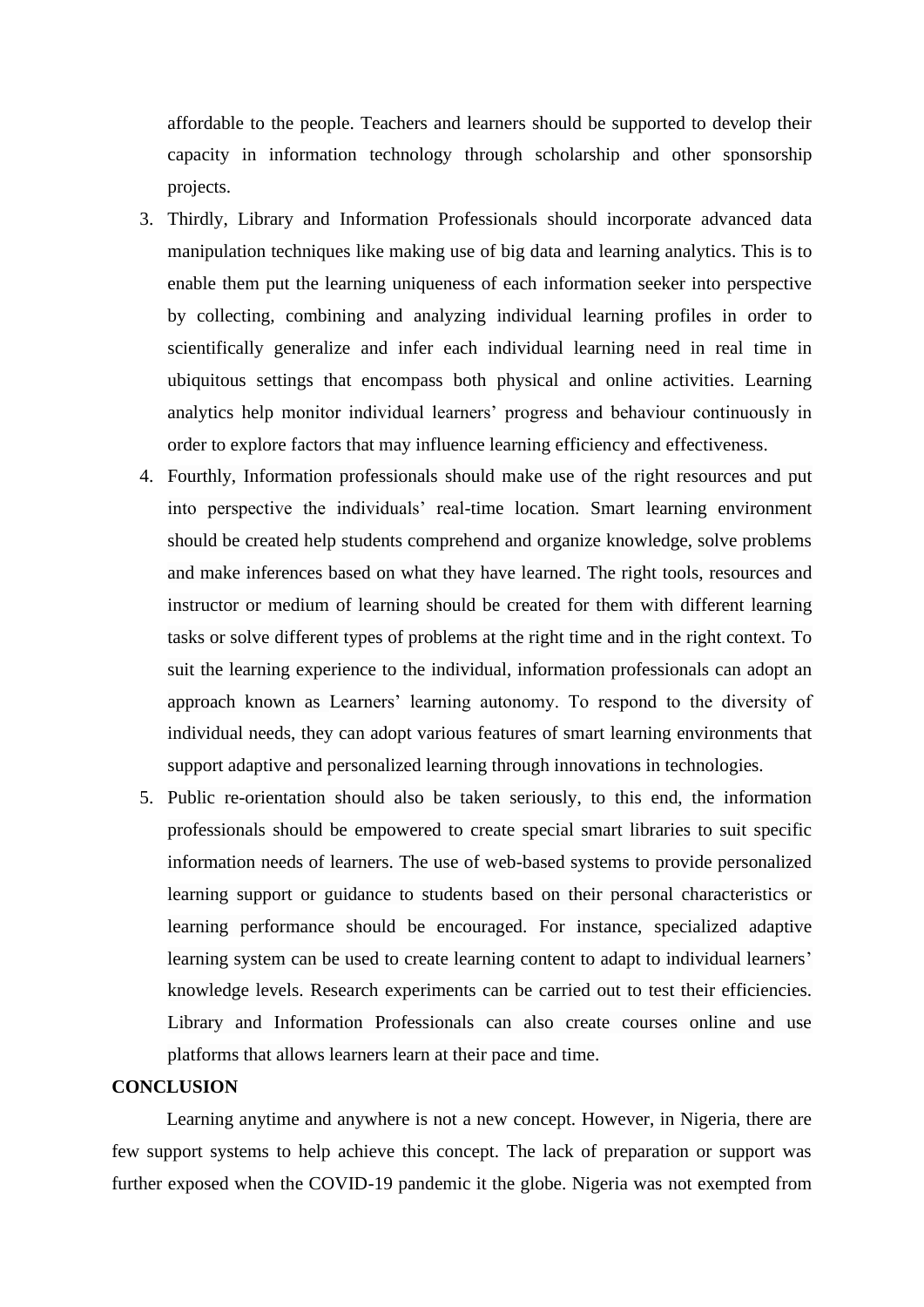affordable to the people. Teachers and learners should be supported to develop their capacity in information technology through scholarship and other sponsorship projects.

3. Thirdly, Library and Information Professionals should incorporate advanced data manipulation techniques like making use of big data and learning analytics. This is to enable them put the learning uniqueness of each information seeker into perspective by collecting, combining and analyzing individual learning profiles in order to scientifically generalize and infer each individual learning need in real time in ubiquitous settings that encompass both physical and online activities. Learning analytics help monitor individual learners' progress and behaviour continuously in order to explore factors that may influence learning efficiency and effectiveness.
4. Fourthly, Information professionals should make use of the right resources and put into perspective the individuals' real-time location. Smart learning environment should be created help students comprehend and organize knowledge, solve problems and make inferences based on what they have learned. The right tools, resources and instructor or medium of learning should be created for them with different learning tasks or solve different types of problems at the right time and in the right context. To suit the learning experience to the individual, information professionals can adopt an approach known as Learners' learning autonomy. To respond to the diversity of individual needs, they can adopt various features of smart learning environments that support adaptive and personalized learning through innovations in technologies.
5. Public re-orientation should also be taken seriously, to this end, the information professionals should be empowered to create special smart libraries to suit specific information needs of learners. The use of web-based systems to provide personalized learning support or guidance to students based on their personal characteristics or learning performance should be encouraged. For instance, specialized adaptive learning system can be used to create learning content to adapt to individual learners' knowledge levels. Research experiments can be carried out to test their efficiencies. Library and Information Professionals can also create courses online and use platforms that allows learners learn at their pace and time.

**CONCLUSION**

Learning anytime and anywhere is not a new concept. However, in Nigeria, there are few support systems to help achieve this concept. The lack of preparation or support was further exposed when the COVID-19 pandemic it the globe. Nigeria was not exempted from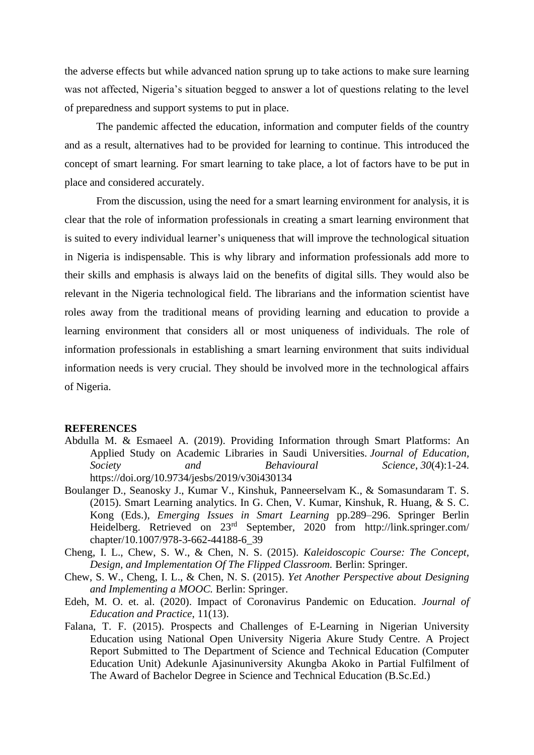the adverse effects but while advanced nation sprung up to take actions to make sure learning was not affected, Nigeria's situation begged to answer a lot of questions relating to the level of preparedness and support systems to put in place.

The pandemic affected the education, information and computer fields of the country and as a result, alternatives had to be provided for learning to continue. This introduced the concept of smart learning. For smart learning to take place, a lot of factors have to be put in place and considered accurately.

From the discussion, using the need for a smart learning environment for analysis, it is clear that the role of information professionals in creating a smart learning environment that is suited to every individual learner's uniqueness that will improve the technological situation in Nigeria is indispensable. This is why library and information professionals add more to their skills and emphasis is always laid on the benefits of digital sills. They would also be relevant in the Nigeria technological field. The librarians and the information scientist have roles away from the traditional means of providing learning and education to provide a learning environment that considers all or most uniqueness of individuals. The role of information professionals in establishing a smart learning environment that suits individual information needs is very crucial. They should be involved more in the technological affairs of Nigeria.

**REFERENCES**

Abdulla M. & Esmaeel A. (2019). Providing Information through Smart Platforms: An Applied Study on Academic Libraries in Saudi Universities. *Journal of Education, Society and Behavioural Science*, *30*(4):1-24. https://doi.org/10.9734/jesbs/2019/v30i430134

Boulanger D., Seanosky J., Kumar V., Kinshuk, Panneerselvam K., & Somasundaram T. S. (2015). Smart Learning analytics. In G. Chen, V. Kumar, Kinshuk, R. Huang, & S. C. Kong (Eds.), *Emerging Issues in Smart Learning* pp.289–296. Springer Berlin Heidelberg. Retrieved on 23rd September, 2020 from http://link.springer.com/chapter/10.1007/978-3-662-44188-6_39

Cheng, I. L., Chew, S. W., & Chen, N. S. (2015). *Kaleidoscopic Course: The Concept, Design, and Implementation Of The Flipped Classroom.* Berlin: Springer.

Chew, S. W., Cheng, I. L., & Chen, N. S. (2015). *Yet Another Perspective about Designing and Implementing a MOOC.* Berlin: Springer.

Edeh, M. O. et. al. (2020). Impact of Coronavirus Pandemic on Education. *Journal of Education and Practice*, 11(13).

Falana, T. F. (2015). Prospects and Challenges of E-Learning in Nigerian University Education using National Open University Nigeria Akure Study Centre. A Project Report Submitted to The Department of Science and Technical Education (Computer Education Unit) Adekunle Ajasinuniversity Akungba Akoko in Partial Fulfilment of The Award of Bachelor Degree in Science and Technical Education (B.Sc.Ed.)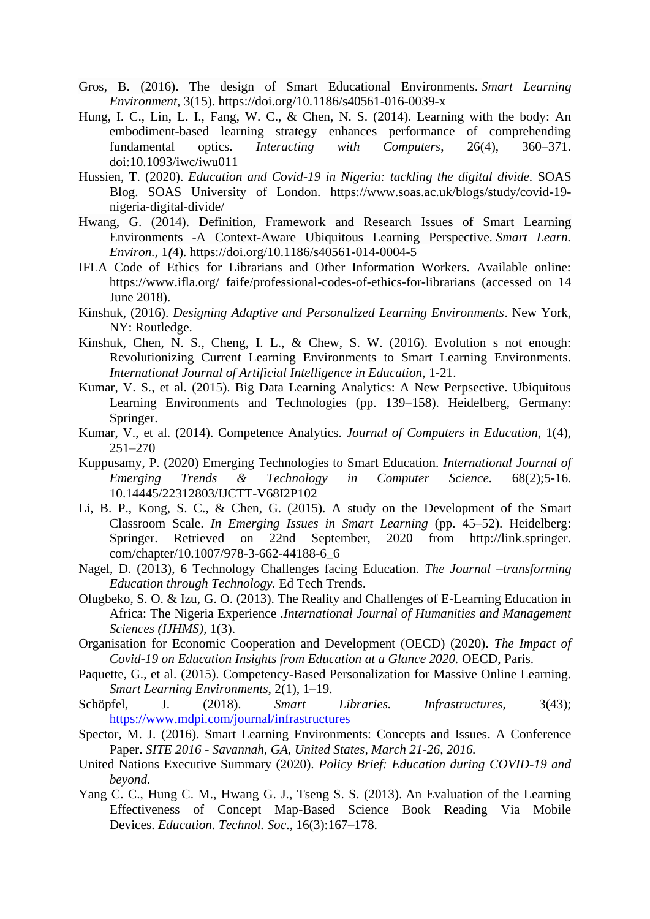Gros, B. (2016). The design of Smart Educational Environments. *Smart Learning Environment*, 3(15). https://doi.org/10.1186/s40561-016-0039-x

Hung, I. C., Lin, L. I., Fang, W. C., & Chen, N. S. (2014). Learning with the body: An embodiment-based learning strategy enhances performance of comprehending fundamental optics. *Interacting with Computers*, 26(4), 360–371. doi:10.1093/iwc/iwu011

Hussien, T. (2020). *Education and Covid-19 in Nigeria: tackling the digital divide.* SOAS Blog. SOAS University of London. https://www.soas.ac.uk/blogs/study/covid-19-nigeria-digital-divide/

Hwang, G. (2014). Definition, Framework and Research Issues of Smart Learning Environments -A Context-Aware Ubiquitous Learning Perspective. *Smart Learn. Environ.*, 1*(*4). https://doi.org/10.1186/s40561-014-0004-5

IFLA Code of Ethics for Librarians and Other Information Workers. Available online: https://www.ifla.org/ faife/professional-codes-of-ethics-for-librarians (accessed on 14 June 2018).

Kinshuk, (2016). *Designing Adaptive and Personalized Learning Environments*. New York, NY: Routledge.

Kinshuk, Chen, N. S., Cheng, I. L., & Chew, S. W. (2016). Evolution s not enough: Revolutionizing Current Learning Environments to Smart Learning Environments. *International Journal of Artificial Intelligence in Education,* 1-21.

Kumar, V. S., et al. (2015). Big Data Learning Analytics: A New Perpsective. Ubiquitous Learning Environments and Technologies (pp. 139–158). Heidelberg, Germany: Springer.

Kumar, V., et al. (2014). Competence Analytics. *Journal of Computers in Education*, 1(4), 251–270

Kuppusamy, P. (2020) Emerging Technologies to Smart Education. *International Journal of Emerging Trends & Technology in Computer Science.* 68(2);5-16. 10.14445/22312803/IJCTT-V68I2P102

Li, B. P., Kong, S. C., & Chen, G. (2015). A study on the Development of the Smart Classroom Scale. *In Emerging Issues in Smart Learning* (pp. 45–52). Heidelberg: Springer. Retrieved on 22nd September, 2020 from http://link.springer. com/chapter/10.1007/978-3-662-44188-6_6

Nagel, D. (2013), 6 Technology Challenges facing Education. *The Journal –transforming Education through Technology.* Ed Tech Trends.

Olugbeko, S. O. & Izu, G. O. (2013). The Reality and Challenges of E-Learning Education in Africa: The Nigeria Experience .*International Journal of Humanities and Management Sciences (IJHMS)*, 1(3).

Organisation for Economic Cooperation and Development (OECD) (2020). *The Impact of Covid-19 on Education Insights from Education at a Glance 2020.* OECD, Paris.

Paquette, G., et al. (2015). Competency-Based Personalization for Massive Online Learning. *Smart Learning Environments*, 2(1), 1–19.

Schöpfel, J. (2018). *Smart Libraries. Infrastructures*, 3(43); https://www.mdpi.com/journal/infrastructures

Spector, M. J. (2016). Smart Learning Environments: Concepts and Issues. A Conference Paper. *SITE 2016 - Savannah, GA, United States, March 21-26, 2016.*

United Nations Executive Summary (2020). *Policy Brief: Education during COVID-19 and beyond.*

Yang C. C., Hung C. M., Hwang G. J., Tseng S. S. (2013). An Evaluation of the Learning Effectiveness of Concept Map-Based Science Book Reading Via Mobile Devices. *Education. Technol. Soc*., 16(3):167–178.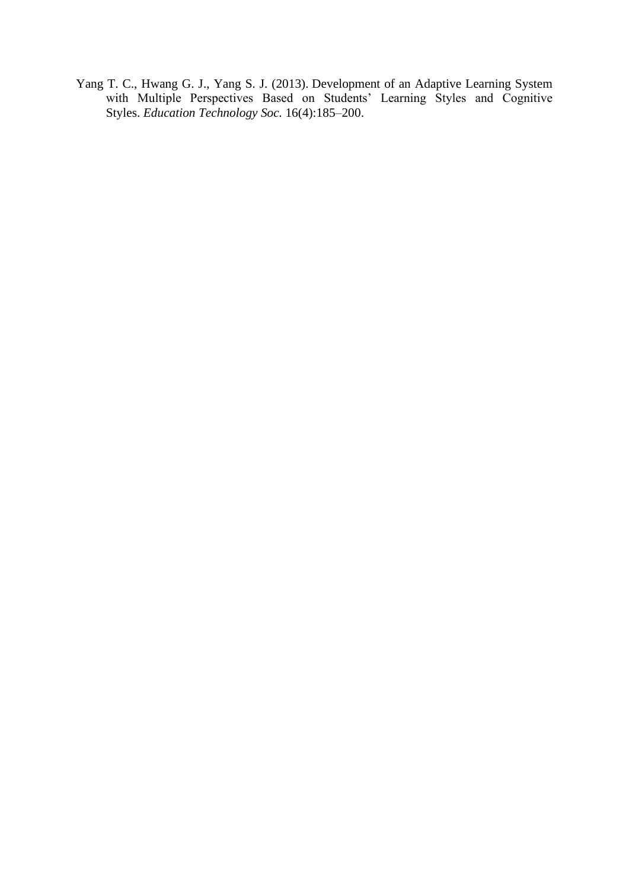Yang T. C., Hwang G. J., Yang S. J. (2013). Development of an Adaptive Learning System with Multiple Perspectives Based on Students' Learning Styles and Cognitive Styles. *Education Technology Soc.* 16(4):185–200.